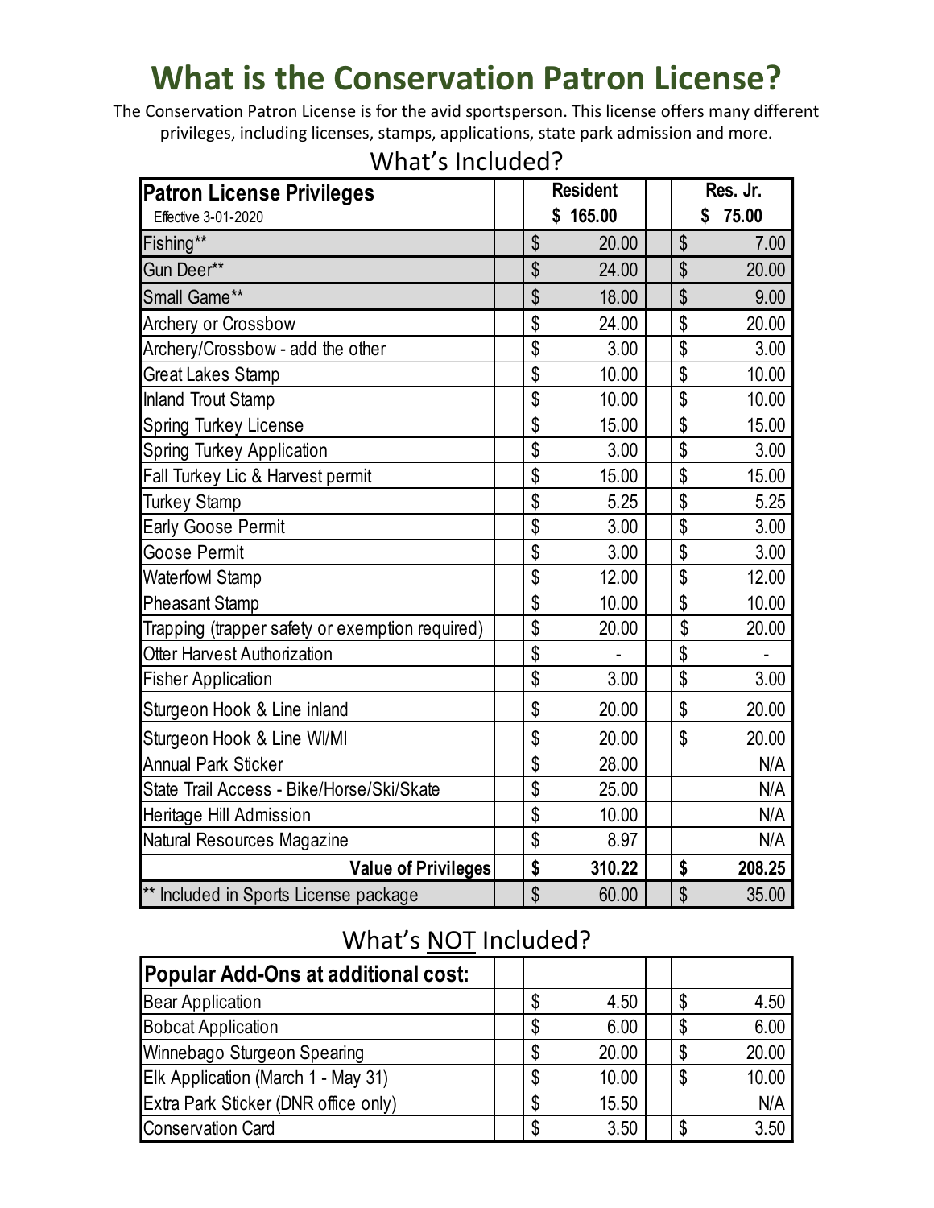# What is the Conservation Patron License?

The Conservation Patron License is for the avid sportsperson. This license offers many different privileges, including licenses, stamps, applications, state park admission and more.

## What's Included?

| Patron License Privileges<br>Effective 3-01-2020 | Resident<br>$ 165.00 | Res. Jr.<br>$ 75.00 |
|---|---|---|
| Fishing** | $ 20.00 | $ 7.00 |
| Gun Deer** | $ 24.00 | $ 20.00 |
| Small Game** | $ 18.00 | $ 9.00 |
| Archery or Crossbow | $ 24.00 | $ 20.00 |
| Archery/Crossbow - add the other | $ 3.00 | $ 3.00 |
| Great Lakes Stamp | $ 10.00 | $ 10.00 |
| Inland Trout Stamp | $ 10.00 | $ 10.00 |
| Spring Turkey License | $ 15.00 | $ 15.00 |
| Spring Turkey Application | $ 3.00 | $ 3.00 |
| Fall Turkey Lic & Harvest permit | $ 15.00 | $ 15.00 |
| Turkey Stamp | $ 5.25 | $ 5.25 |
| Early Goose Permit | $ 3.00 | $ 3.00 |
| Goose Permit | $ 3.00 | $ 3.00 |
| Waterfowl Stamp | $ 12.00 | $ 12.00 |
| Pheasant Stamp | $ 10.00 | $ 10.00 |
| Trapping (trapper safety or exemption required) | $ 20.00 | $ 20.00 |
| Otter Harvest Authorization | $ - | $ - |
| Fisher Application | $ 3.00 | $ 3.00 |
| Sturgeon Hook & Line inland | $ 20.00 | $ 20.00 |
| Sturgeon Hook & Line WI/MI | $ 20.00 | $ 20.00 |
| Annual Park Sticker | $ 28.00 | N/A |
| State Trail Access - Bike/Horse/Ski/Skate | $ 25.00 | N/A |
| Heritage Hill Admission | $ 10.00 | N/A |
| Natural Resources Magazine | $ 8.97 | N/A |
| **Value of Privileges** | **$ 310.22** | **$ 208.25** |
| ** Included in Sports License package | $ 60.00 | $ 35.00 |

## What's NOT Included?

| Popular Add-Ons at additional cost: | | |
|---|---|---|
| Bear Application | $ 4.50 | $ 4.50 |
| Bobcat Application | $ 6.00 | $ 6.00 |
| Winnebago Sturgeon Spearing | $ 20.00 | $ 20.00 |
| Elk Application (March 1 - May 31) | $ 10.00 | $ 10.00 |
| Extra Park Sticker (DNR office only) | $ 15.50 | N/A |
| Conservation Card | $ 3.50 | $ 3.50 |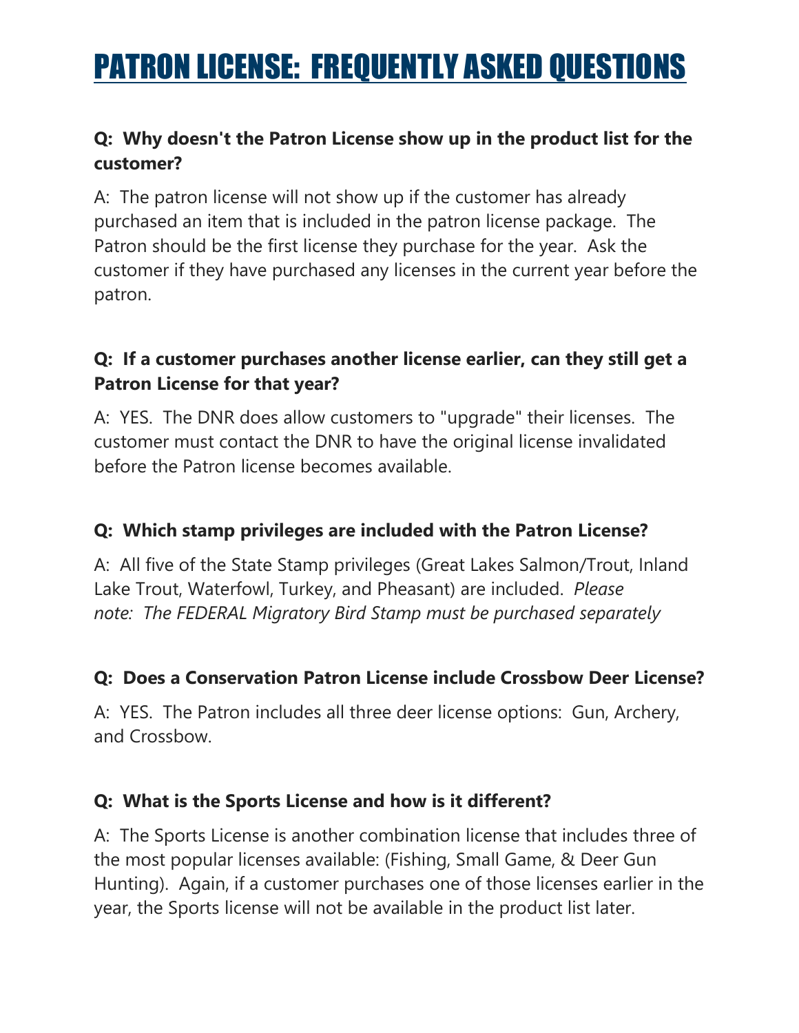# PATRON LICENSE: FREQUENTLY ASKED QUESTIONS

**Q: Why doesn't the Patron License show up in the product list for the customer?**

A: The patron license will not show up if the customer has already purchased an item that is included in the patron license package. The Patron should be the first license they purchase for the year. Ask the customer if they have purchased any licenses in the current year before the patron.

**Q: If a customer purchases another license earlier, can they still get a Patron License for that year?**

A: YES. The DNR does allow customers to "upgrade" their licenses. The customer must contact the DNR to have the original license invalidated before the Patron license becomes available.

**Q: Which stamp privileges are included with the Patron License?**

A: All five of the State Stamp privileges (Great Lakes Salmon/Trout, Inland Lake Trout, Waterfowl, Turkey, and Pheasant) are included. *Please note: The FEDERAL Migratory Bird Stamp must be purchased separately*

**Q: Does a Conservation Patron License include Crossbow Deer License?**

A: YES. The Patron includes all three deer license options: Gun, Archery, and Crossbow.

**Q: What is the Sports License and how is it different?**

A: The Sports License is another combination license that includes three of the most popular licenses available: (Fishing, Small Game, & Deer Gun Hunting). Again, if a customer purchases one of those licenses earlier in the year, the Sports license will not be available in the product list later.